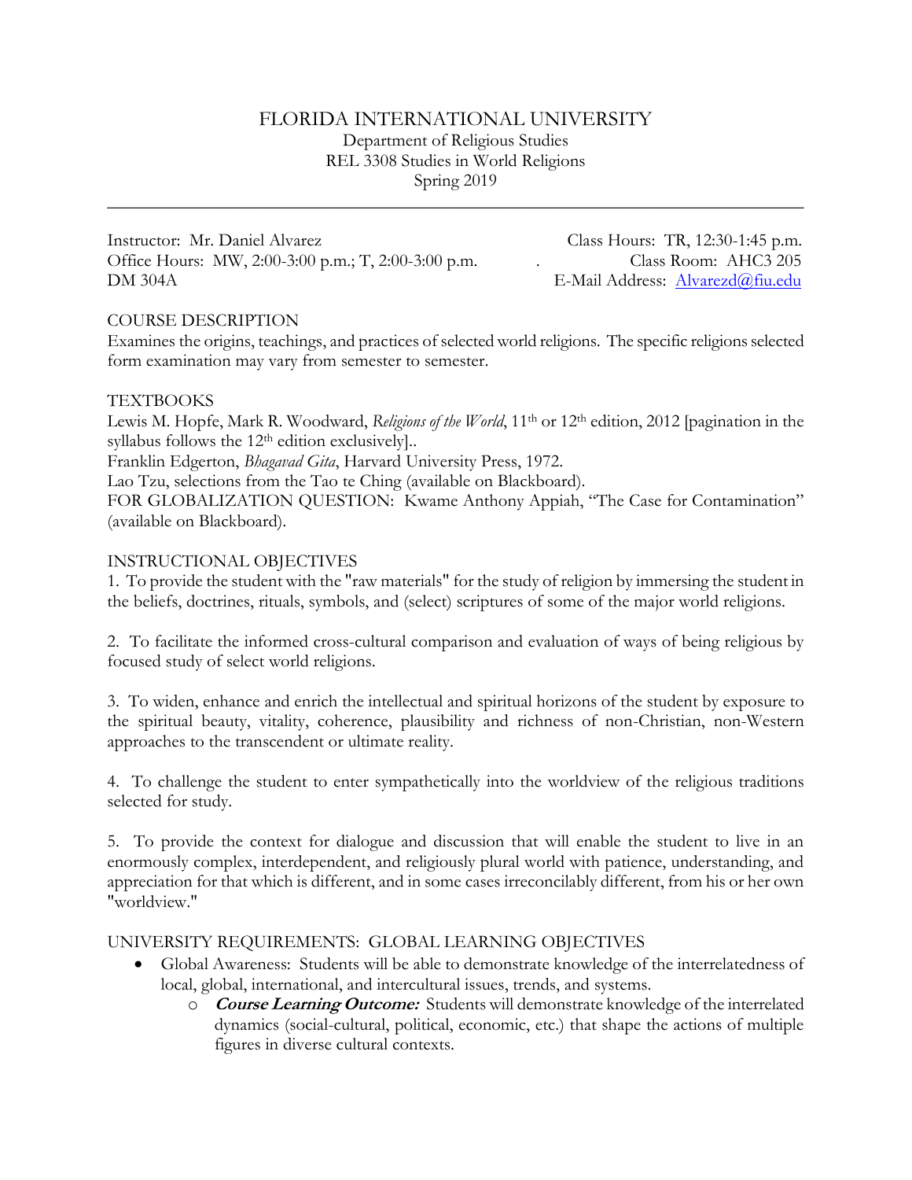# FLORIDA INTERNATIONAL UNIVERSITY

Department of Religious Studies
REL 3308 Studies in World Religions
Spring 2019

---

Instructor: Mr. Daniel Alvarez
Office Hours: MW, 2:00-3:00 p.m.; T, 2:00-3:00 p.m.
DM 304A

Class Hours: TR, 12:30-1:45 p.m.
Class Room: AHC3 205
E-Mail Address: Alvarezd@fiu.edu

## COURSE DESCRIPTION

Examines the origins, teachings, and practices of selected world religions. The specific religions selected form examination may vary from semester to semester.

## TEXTBOOKS

Lewis M. Hopfe, Mark R. Woodward, *Religions of the World*, 11th or 12th edition, 2012 [pagination in the syllabus follows the 12th edition exclusively]..
Franklin Edgerton, *Bhagavad Gita*, Harvard University Press, 1972.
Lao Tzu, selections from the Tao te Ching (available on Blackboard).
FOR GLOBALIZATION QUESTION: Kwame Anthony Appiah, "The Case for Contamination" (available on Blackboard).

## INSTRUCTIONAL OBJECTIVES

1. To provide the student with the "raw materials" for the study of religion by immersing the student in the beliefs, doctrines, rituals, symbols, and (select) scriptures of some of the major world religions.

2. To facilitate the informed cross-cultural comparison and evaluation of ways of being religious by focused study of select world religions.

3. To widen, enhance and enrich the intellectual and spiritual horizons of the student by exposure to the spiritual beauty, vitality, coherence, plausibility and richness of non-Christian, non-Western approaches to the transcendent or ultimate reality.

4. To challenge the student to enter sympathetically into the worldview of the religious traditions selected for study.

5. To provide the context for dialogue and discussion that will enable the student to live in an enormously complex, interdependent, and religiously plural world with patience, understanding, and appreciation for that which is different, and in some cases irreconcilably different, from his or her own "worldview."

## UNIVERSITY REQUIREMENTS: GLOBAL LEARNING OBJECTIVES

- Global Awareness: Students will be able to demonstrate knowledge of the interrelatedness of local, global, international, and intercultural issues, trends, and systems.
    - ***Course Learning Outcome:*** Students will demonstrate knowledge of the interrelated dynamics (social-cultural, political, economic, etc.) that shape the actions of multiple figures in diverse cultural contexts.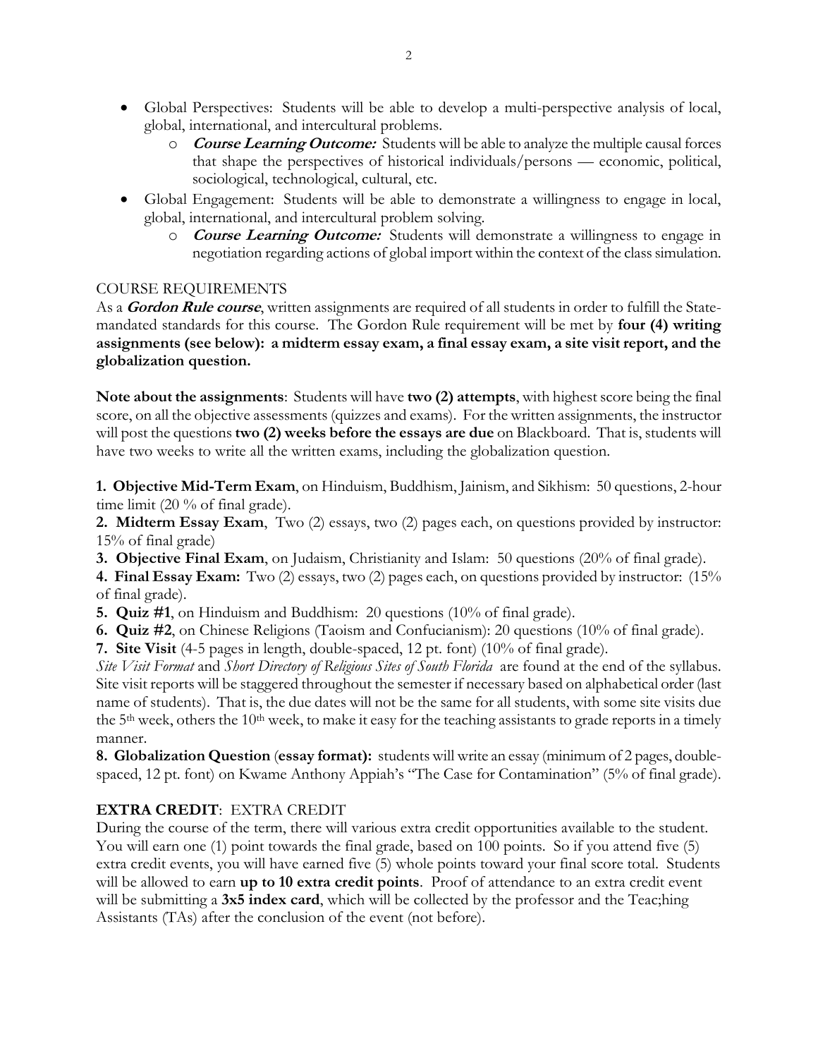- Global Perspectives: Students will be able to develop a multi-perspective analysis of local, global, international, and intercultural problems.
    - ***Course Learning Outcome:*** Students will be able to analyze the multiple causal forces that shape the perspectives of historical individuals/persons — economic, political, sociological, technological, cultural, etc.
- Global Engagement: Students will be able to demonstrate a willingness to engage in local, global, international, and intercultural problem solving.
    - ***Course Learning Outcome:*** Students will demonstrate a willingness to engage in negotiation regarding actions of global import within the context of the class simulation.

## COURSE REQUIREMENTS

As a ***Gordon Rule course***, written assignments are required of all students in order to fulfill the State-mandated standards for this course. The Gordon Rule requirement will be met by **four (4) writing assignments (see below): a midterm essay exam, a final essay exam, a site visit report, and the globalization question.**

**Note about the assignments**: Students will have **two (2) attempts**, with highest score being the final score, on all the objective assessments (quizzes and exams). For the written assignments, the instructor will post the questions **two (2) weeks before the essays are due** on Blackboard. That is, students will have two weeks to write all the written exams, including the globalization question.

**1. Objective Mid-Term Exam**, on Hinduism, Buddhism, Jainism, and Sikhism: 50 questions, 2-hour time limit (20 % of final grade).

**2. Midterm Essay Exam**, Two (2) essays, two (2) pages each, on questions provided by instructor: 15% of final grade)

**3. Objective Final Exam**, on Judaism, Christianity and Islam: 50 questions (20% of final grade).

**4. Final Essay Exam:** Two (2) essays, two (2) pages each, on questions provided by instructor: (15% of final grade).

**5. Quiz #1**, on Hinduism and Buddhism: 20 questions (10% of final grade).

**6. Quiz #2**, on Chinese Religions (Taoism and Confucianism): 20 questions (10% of final grade).

**7. Site Visit** (4-5 pages in length, double-spaced, 12 pt. font) (10% of final grade).

*Site Visit Format* and *Short Directory of Religious Sites of South Florida* are found at the end of the syllabus. Site visit reports will be staggered throughout the semester if necessary based on alphabetical order (last name of students). That is, the due dates will not be the same for all students, with some site visits due the 5th week, others the 10th week, to make it easy for the teaching assistants to grade reports in a timely manner.

**8. Globalization Question** (**essay format):** students will write an essay (minimum of 2 pages, double-spaced, 12 pt. font) on Kwame Anthony Appiah's "The Case for Contamination" (5% of final grade).

## EXTRA CREDIT: EXTRA CREDIT

During the course of the term, there will various extra credit opportunities available to the student. You will earn one (1) point towards the final grade, based on 100 points. So if you attend five (5) extra credit events, you will have earned five (5) whole points toward your final score total. Students will be allowed to earn **up to 10 extra credit points**. Proof of attendance to an extra credit event will be submitting a **3x5 index card**, which will be collected by the professor and the Teac;hing Assistants (TAs) after the conclusion of the event (not before).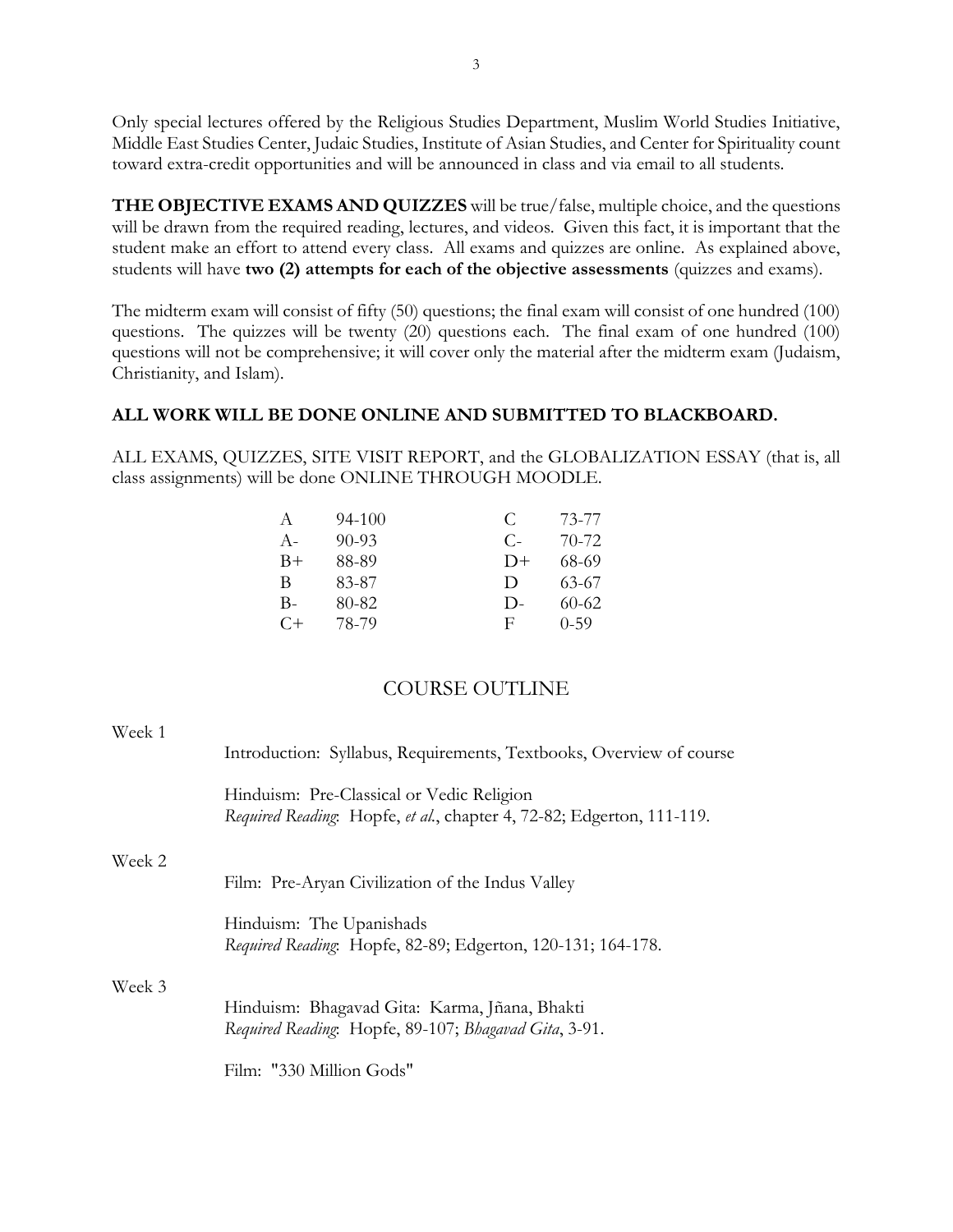Only special lectures offered by the Religious Studies Department, Muslim World Studies Initiative, Middle East Studies Center, Judaic Studies, Institute of Asian Studies, and Center for Spirituality count toward extra-credit opportunities and will be announced in class and via email to all students.

**THE OBJECTIVE EXAMS AND QUIZZES** will be true/false, multiple choice, and the questions will be drawn from the required reading, lectures, and videos. Given this fact, it is important that the student make an effort to attend every class. All exams and quizzes are online. As explained above, students will have **two (2) attempts for each of the objective assessments** (quizzes and exams).

The midterm exam will consist of fifty (50) questions; the final exam will consist of one hundred (100) questions. The quizzes will be twenty (20) questions each. The final exam of one hundred (100) questions will not be comprehensive; it will cover only the material after the midterm exam (Judaism, Christianity, and Islam).

**ALL WORK WILL BE DONE ONLINE AND SUBMITTED TO BLACKBOARD.**

ALL EXAMS, QUIZZES, SITE VISIT REPORT, and the GLOBALIZATION ESSAY (that is, all class assignments) will be done ONLINE THROUGH MOODLE.

| Grade | Range | Grade | Range |
|---|---|---|---|
| A | 94-100 | C | 73-77 |
| A- | 90-93 | C- | 70-72 |
| B+ | 88-89 | D+ | 68-69 |
| B | 83-87 | D | 63-67 |
| B- | 80-82 | D- | 60-62 |
| C+ | 78-79 | F | 0-59 |

## COURSE OUTLINE

Week 1

Introduction: Syllabus, Requirements, Textbooks, Overview of course

Hinduism: Pre-Classical or Vedic Religion
*Required Reading*: Hopfe, *et al.*, chapter 4, 72-82; Edgerton, 111-119.

Week 2

Film: Pre-Aryan Civilization of the Indus Valley

Hinduism: The Upanishads
*Required Reading*: Hopfe, 82-89; Edgerton, 120-131; 164-178.

Week 3

Hinduism: Bhagavad Gita: Karma, Jñana, Bhakti
*Required Reading*: Hopfe, 89-107; *Bhagavad Gita*, 3-91.

Film: "330 Million Gods"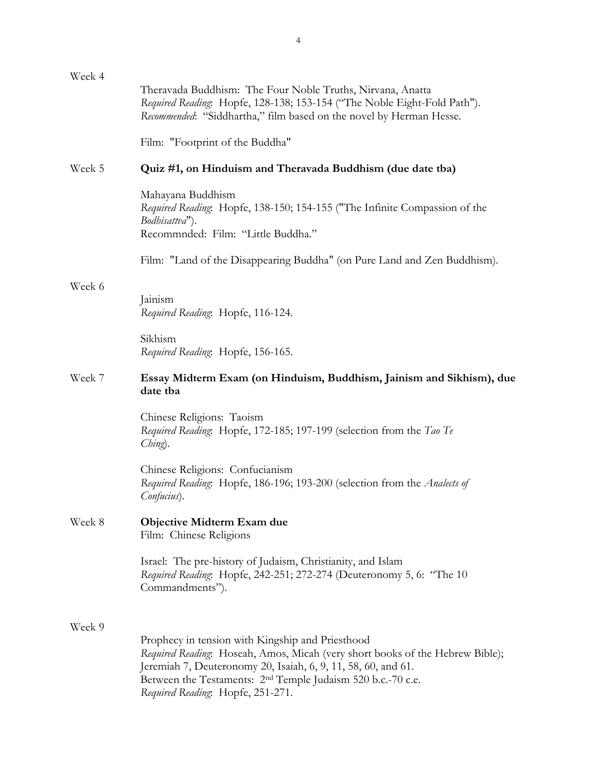Week 4

Theravada Buddhism: The Four Noble Truths, Nirvana, Anatta
*Required Reading*: Hopfe, 128-138; 153-154 ("The Noble Eight-Fold Path").
*Recommended*: "Siddhartha," film based on the novel by Herman Hesse.

Film: "Footprint of the Buddha"

Week 5 **Quiz #1, on Hinduism and Theravada Buddhism (due date tba)**

Mahayana Buddhism
*Required Reading*: Hopfe, 138-150; 154-155 ("The Infinite Compassion of the *Bodhisattva*").
Recommnded: Film: "Little Buddha."

Film: "Land of the Disappearing Buddha" (on Pure Land and Zen Buddhism).

Week 6

Jainism
*Required Reading*: Hopfe, 116-124.

Sikhism
*Required Reading*: Hopfe, 156-165.

Week 7 **Essay Midterm Exam (on Hinduism, Buddhism, Jainism and Sikhism), due date tba**

Chinese Religions: Taoism
*Required Reading*: Hopfe, 172-185; 197-199 (selection from the *Tao Te Ching*).

Chinese Religions: Confucianism
*Required Reading*: Hopfe, 186-196; 193-200 (selection from the *Analects of Confucius*).

Week 8 **Objective Midterm Exam due**
Film: Chinese Religions

Israel: The pre-history of Judaism, Christianity, and Islam
*Required Reading*: Hopfe, 242-251; 272-274 (Deuteronomy 5, 6: "The 10 Commandments").

Week 9

Prophecy in tension with Kingship and Priesthood
*Required Reading*: Hoseah, Amos, Micah (very short books of the Hebrew Bible); Jeremiah 7, Deuteronomy 20, Isaiah, 6, 9, 11, 58, 60, and 61.
Between the Testaments: 2nd Temple Judaism 520 b.c.-70 c.e.
*Required Reading*: Hopfe, 251-271.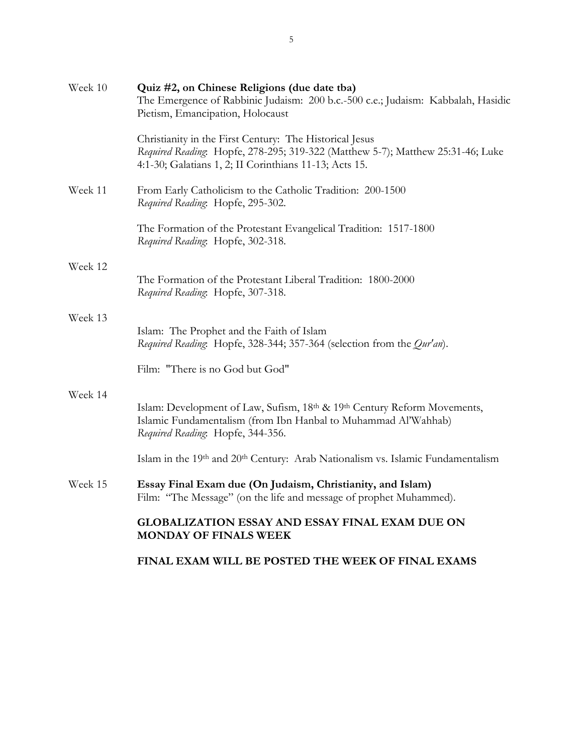Week 10 **Quiz #2, on Chinese Religions (due date tba)**
The Emergence of Rabbinic Judaism: 200 b.c.-500 c.e.; Judaism: Kabbalah, Hasidic Pietism, Emancipation, Holocaust

Christianity in the First Century: The Historical Jesus
*Required Reading*: Hopfe, 278-295; 319-322 (Matthew 5-7); Matthew 25:31-46; Luke 4:1-30; Galatians 1, 2; II Corinthians 11-13; Acts 15.

Week 11 From Early Catholicism to the Catholic Tradition: 200-1500
*Required Reading*: Hopfe, 295-302.

The Formation of the Protestant Evangelical Tradition: 1517-1800
*Required Reading*: Hopfe, 302-318.

Week 12
The Formation of the Protestant Liberal Tradition: 1800-2000
*Required Reading*: Hopfe, 307-318.

Week 13
Islam: The Prophet and the Faith of Islam
*Required Reading*: Hopfe, 328-344; 357-364 (selection from the *Qur'an*).

Film: "There is no God but God"

Week 14
Islam: Development of Law, Sufism, 18th & 19th Century Reform Movements, Islamic Fundamentalism (from Ibn Hanbal to Muhammad Al'Wahhab)
*Required Reading*: Hopfe, 344-356.

Islam in the 19th and 20th Century: Arab Nationalism vs. Islamic Fundamentalism

Week 15 **Essay Final Exam due (On Judaism, Christianity, and Islam)**
Film: "The Message" (on the life and message of prophet Muhammed).

**GLOBALIZATION ESSAY AND ESSAY FINAL EXAM DUE ON MONDAY OF FINALS WEEK**

**FINAL EXAM WILL BE POSTED THE WEEK OF FINAL EXAMS**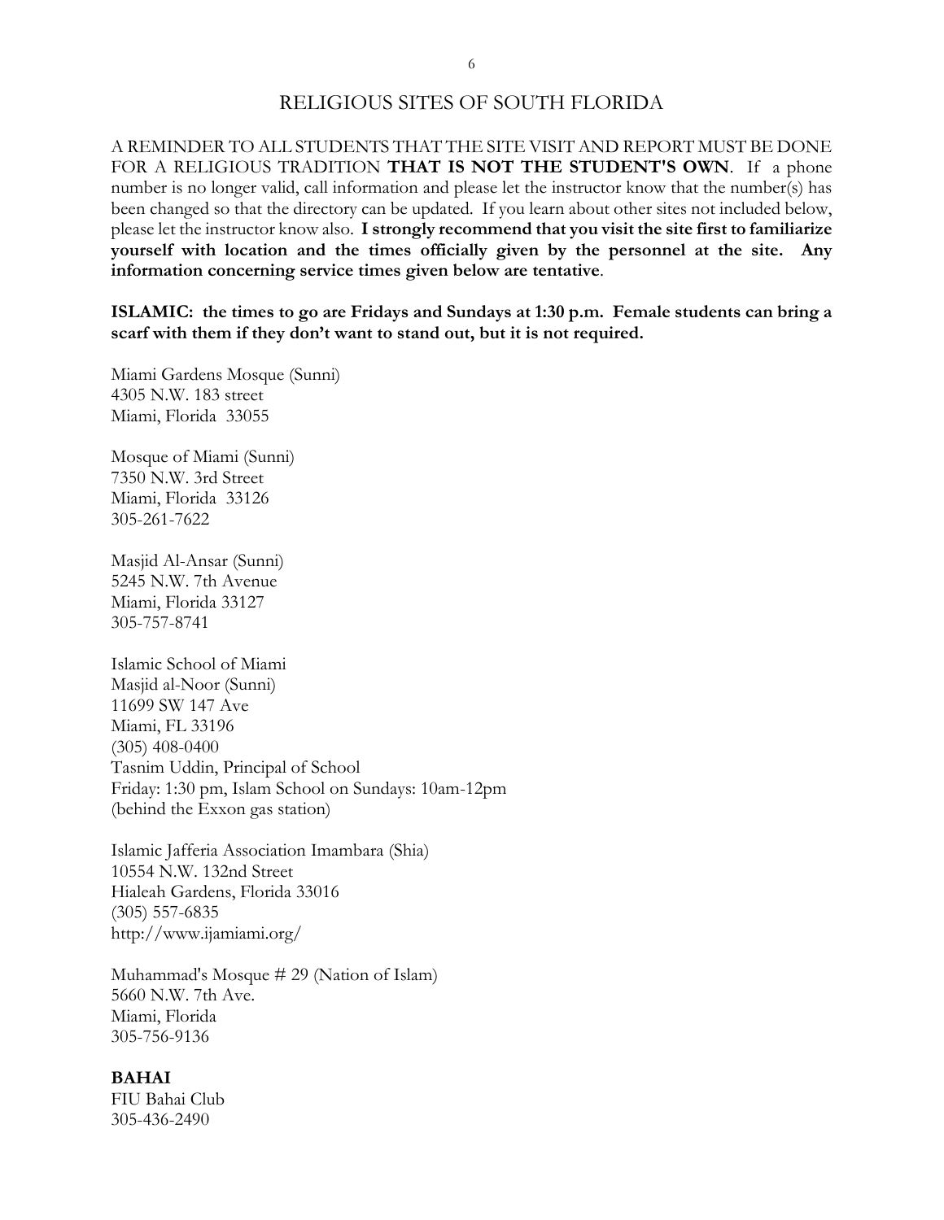# RELIGIOUS SITES OF SOUTH FLORIDA

A REMINDER TO ALL STUDENTS THAT THE SITE VISIT AND REPORT MUST BE DONE FOR A RELIGIOUS TRADITION **THAT IS NOT THE STUDENT'S OWN**. If a phone number is no longer valid, call information and please let the instructor know that the number(s) has been changed so that the directory can be updated. If you learn about other sites not included below, please let the instructor know also. **I strongly recommend that you visit the site first to familiarize yourself with location and the times officially given by the personnel at the site. Any information concerning service times given below are tentative**.

**ISLAMIC: the times to go are Fridays and Sundays at 1:30 p.m. Female students can bring a scarf with them if they don't want to stand out, but it is not required.**

Miami Gardens Mosque (Sunni)
4305 N.W. 183 street
Miami, Florida 33055

Mosque of Miami (Sunni)
7350 N.W. 3rd Street
Miami, Florida 33126
305-261-7622

Masjid Al-Ansar (Sunni)
5245 N.W. 7th Avenue
Miami, Florida 33127
305-757-8741

Islamic School of Miami
Masjid al-Noor (Sunni)
11699 SW 147 Ave
Miami, FL 33196
(305) 408-0400
Tasnim Uddin, Principal of School
Friday: 1:30 pm, Islam School on Sundays: 10am-12pm
(behind the Exxon gas station)

Islamic Jafferia Association Imambara (Shia)
10554 N.W. 132nd Street
Hialeah Gardens, Florida 33016
(305) 557-6835
http://www.ijamiami.org/

Muhammad's Mosque # 29 (Nation of Islam)
5660 N.W. 7th Ave.
Miami, Florida
305-756-9136

**BAHAI**
FIU Bahai Club
305-436-2490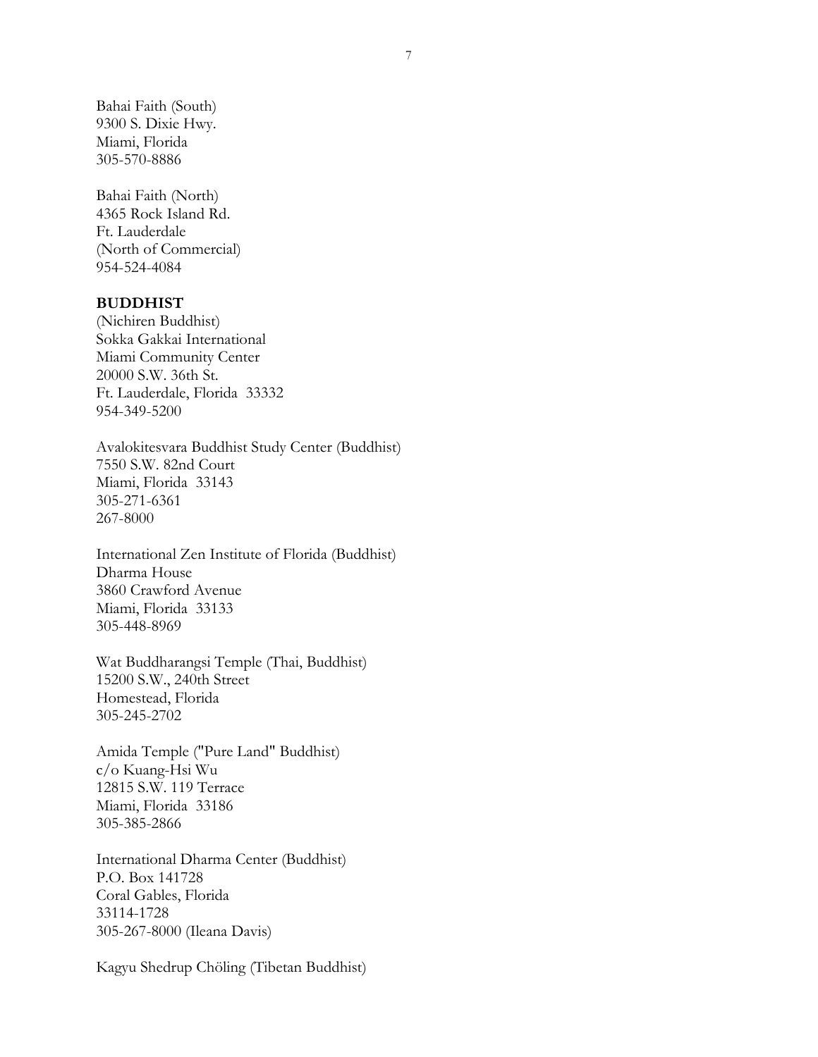Bahai Faith (South)
9300 S. Dixie Hwy.
Miami, Florida
305-570-8886

Bahai Faith (North)
4365 Rock Island Rd.
Ft. Lauderdale
(North of Commercial)
954-524-4084

**BUDDHIST**
(Nichiren Buddhist)
Sokka Gakkai International
Miami Community Center
20000 S.W. 36th St.
Ft. Lauderdale, Florida 33332
954-349-5200

Avalokitesvara Buddhist Study Center (Buddhist)
7550 S.W. 82nd Court
Miami, Florida 33143
305-271-6361
267-8000

International Zen Institute of Florida (Buddhist)
Dharma House
3860 Crawford Avenue
Miami, Florida 33133
305-448-8969

Wat Buddharangsi Temple (Thai, Buddhist)
15200 S.W., 240th Street
Homestead, Florida
305-245-2702

Amida Temple ("Pure Land" Buddhist)
c/o Kuang-Hsi Wu
12815 S.W. 119 Terrace
Miami, Florida 33186
305-385-2866

International Dharma Center (Buddhist)
P.O. Box 141728
Coral Gables, Florida
33114-1728
305-267-8000 (Ileana Davis)

Kagyu Shedrup Chöling (Tibetan Buddhist)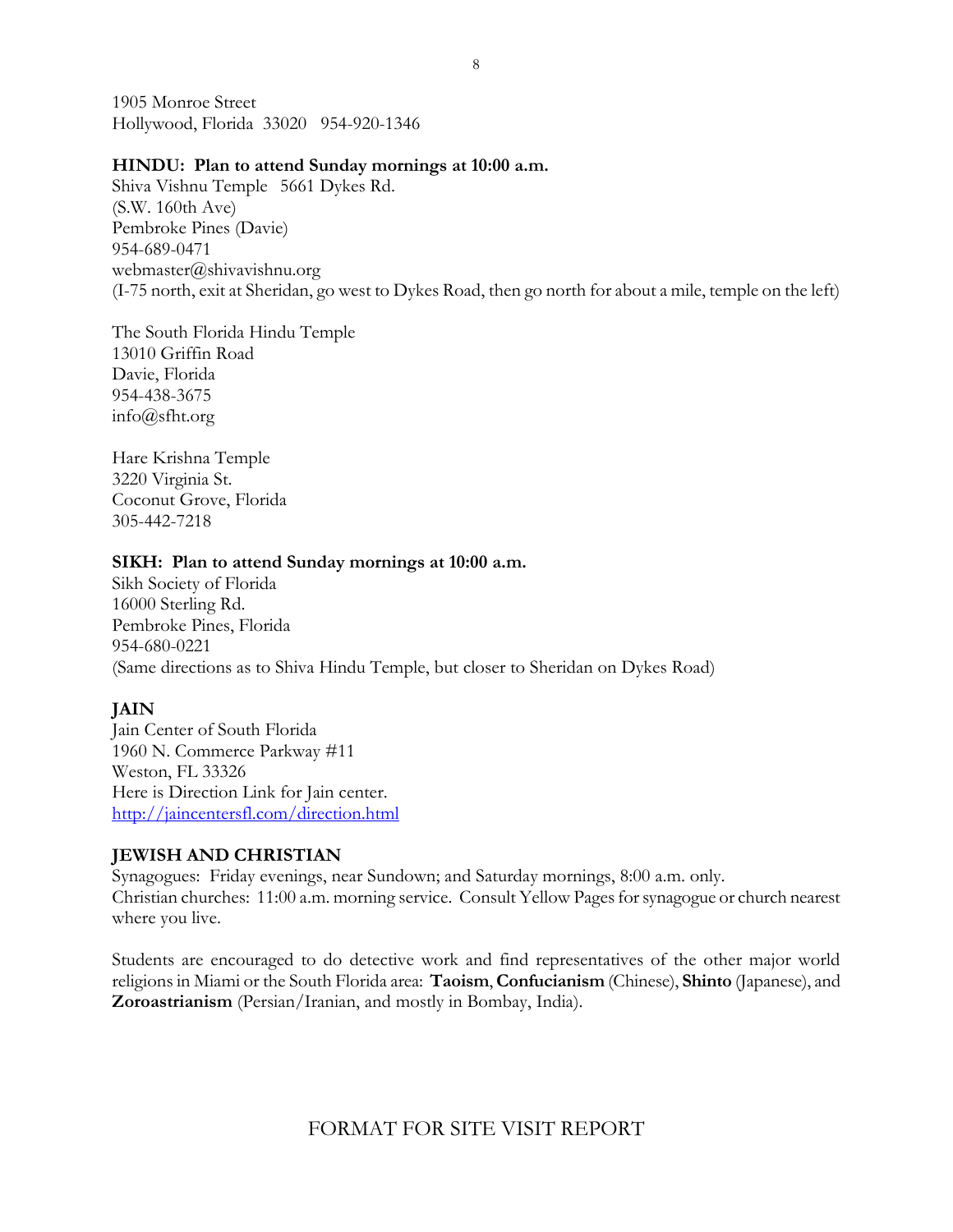1905 Monroe Street
Hollywood, Florida 33020 954-920-1346

**HINDU: Plan to attend Sunday mornings at 10:00 a.m.**
Shiva Vishnu Temple 5661 Dykes Rd.
(S.W. 160th Ave)
Pembroke Pines (Davie)
954-689-0471
webmaster@shivavishnu.org
(I-75 north, exit at Sheridan, go west to Dykes Road, then go north for about a mile, temple on the left)

The South Florida Hindu Temple
13010 Griffin Road
Davie, Florida
954-438-3675
info@sfht.org

Hare Krishna Temple
3220 Virginia St.
Coconut Grove, Florida
305-442-7218

**SIKH: Plan to attend Sunday mornings at 10:00 a.m.**
Sikh Society of Florida
16000 Sterling Rd.
Pembroke Pines, Florida
954-680-0221
(Same directions as to Shiva Hindu Temple, but closer to Sheridan on Dykes Road)

**JAIN**
Jain Center of South Florida
1960 N. Commerce Parkway #11
Weston, FL 33326
Here is Direction Link for Jain center.
[http://jaincentersfl.com/direction.html](http://jaincentersfl.com/direction.html)

**JEWISH AND CHRISTIAN**
Synagogues: Friday evenings, near Sundown; and Saturday mornings, 8:00 a.m. only.
Christian churches: 11:00 a.m. morning service. Consult Yellow Pages for synagogue or church nearest where you live.

Students are encouraged to do detective work and find representatives of the other major world religions in Miami or the South Florida area: **Taoism**, **Confucianism** (Chinese), **Shinto** (Japanese), and **Zoroastrianism** (Persian/Iranian, and mostly in Bombay, India).

FORMAT FOR SITE VISIT REPORT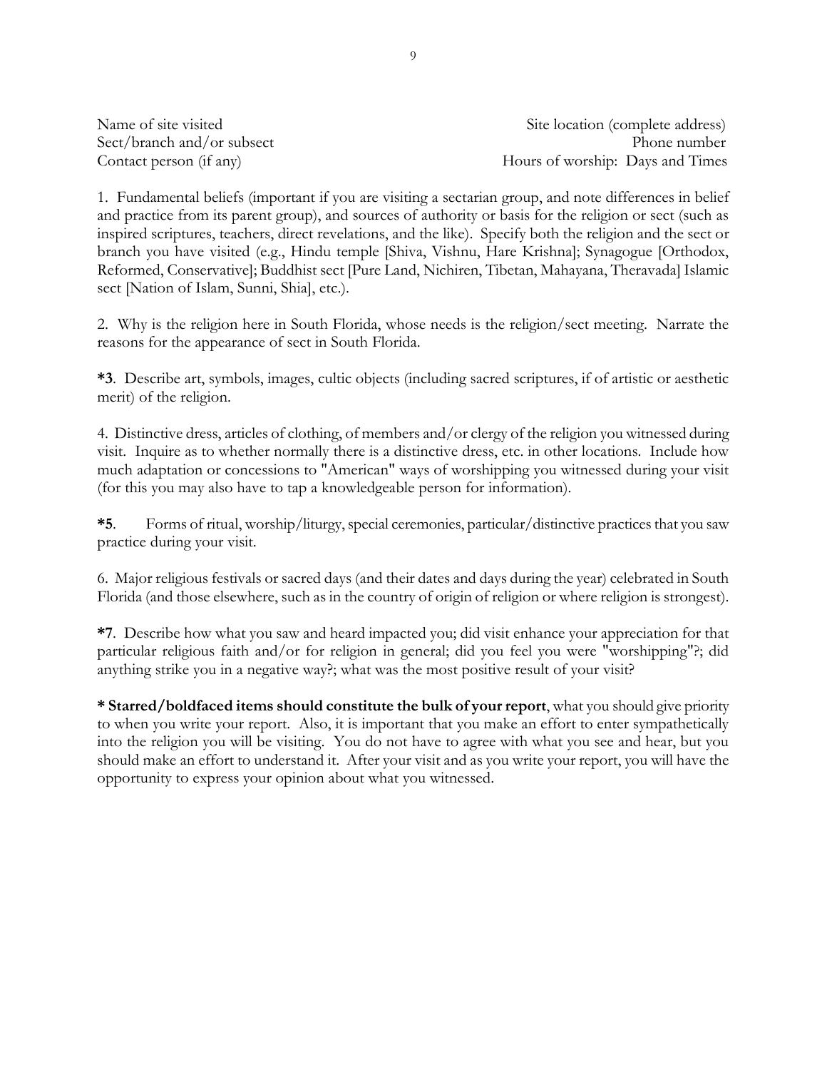Name of site visited
Sect/branch and/or subsect
Contact person (if any)

Site location (complete address)
Phone number
Hours of worship: Days and Times

1. Fundamental beliefs (important if you are visiting a sectarian group, and note differences in belief and practice from its parent group), and sources of authority or basis for the religion or sect (such as inspired scriptures, teachers, direct revelations, and the like). Specify both the religion and the sect or branch you have visited (e.g., Hindu temple [Shiva, Vishnu, Hare Krishna]; Synagogue [Orthodox, Reformed, Conservative]; Buddhist sect [Pure Land, Nichiren, Tibetan, Mahayana, Theravada] Islamic sect [Nation of Islam, Sunni, Shia], etc.).

2. Why is the religion here in South Florida, whose needs is the religion/sect meeting. Narrate the reasons for the appearance of sect in South Florida.

**\*3**. Describe art, symbols, images, cultic objects (including sacred scriptures, if of artistic or aesthetic merit) of the religion.

4. Distinctive dress, articles of clothing, of members and/or clergy of the religion you witnessed during visit. Inquire as to whether normally there is a distinctive dress, etc. in other locations. Include how much adaptation or concessions to "American" ways of worshipping you witnessed during your visit (for this you may also have to tap a knowledgeable person for information).

**\*5**. Forms of ritual, worship/liturgy, special ceremonies, particular/distinctive practices that you saw practice during your visit.

6. Major religious festivals or sacred days (and their dates and days during the year) celebrated in South Florida (and those elsewhere, such as in the country of origin of religion or where religion is strongest).

**\*7**. Describe how what you saw and heard impacted you; did visit enhance your appreciation for that particular religious faith and/or for religion in general; did you feel you were "worshipping"?; did anything strike you in a negative way?; what was the most positive result of your visit?

**\* Starred/boldfaced items should constitute the bulk of your report**, what you should give priority to when you write your report. Also, it is important that you make an effort to enter sympathetically into the religion you will be visiting. You do not have to agree with what you see and hear, but you should make an effort to understand it. After your visit and as you write your report, you will have the opportunity to express your opinion about what you witnessed.